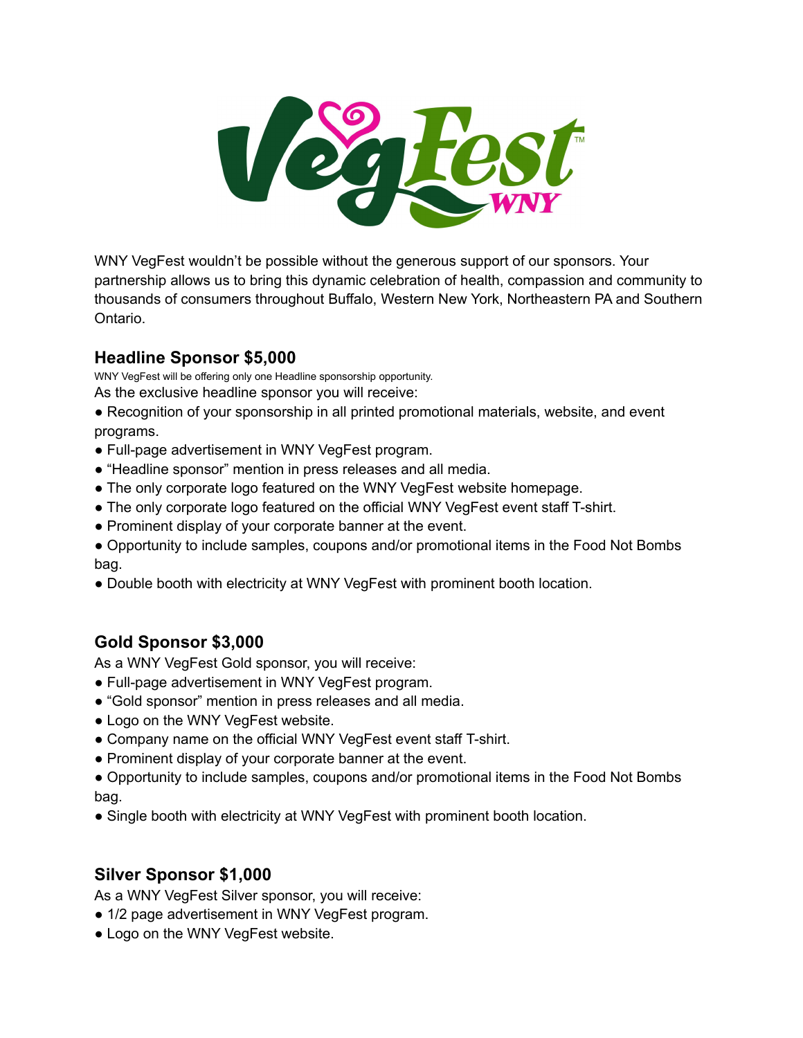WNY VegFest wouldn't be possible without the generous support of our sponsors. Your partnership allows us to bring this dynamic celebration of health, compassion and community to thousands of consumers throughout Buffalo, Western New York, Northeastern PA and Southern Ontario.

## Headline Sponsor $5,000

WNY VegFest will be offering only one Headline sponsorship opportunity.

As the exclusive headline sponsor you will receive:

- Recognition of your sponsorship in all printed promotional materials, website, and event programs.
- Full-page advertisement in WNY VegFest program.
- "Headline sponsor" mention in press releases and all media.
- The only corporate logo featured on the WNY VegFest website homepage.
- The only corporate logo featured on the official WNY VegFest event staff T-shirt.
- Prominent display of your corporate banner at the event.
- Opportunity to include samples, coupons and/or promotional items in the Food Not Bombs bag.
- Double booth with electricity at WNY VegFest with prominent booth location.

## Gold Sponsor $3,000

As a WNY VegFest Gold sponsor, you will receive:

- Full-page advertisement in WNY VegFest program.
- "Gold sponsor" mention in press releases and all media.
- Logo on the WNY VegFest website.
- Company name on the official WNY VegFest event staff T-shirt.
- Prominent display of your corporate banner at the event.
- Opportunity to include samples, coupons and/or promotional items in the Food Not Bombs bag.
- Single booth with electricity at WNY VegFest with prominent booth location.

## Silver Sponsor $1,000

As a WNY VegFest Silver sponsor, you will receive:

- 1/2 page advertisement in WNY VegFest program.
- Logo on the WNY VegFest website.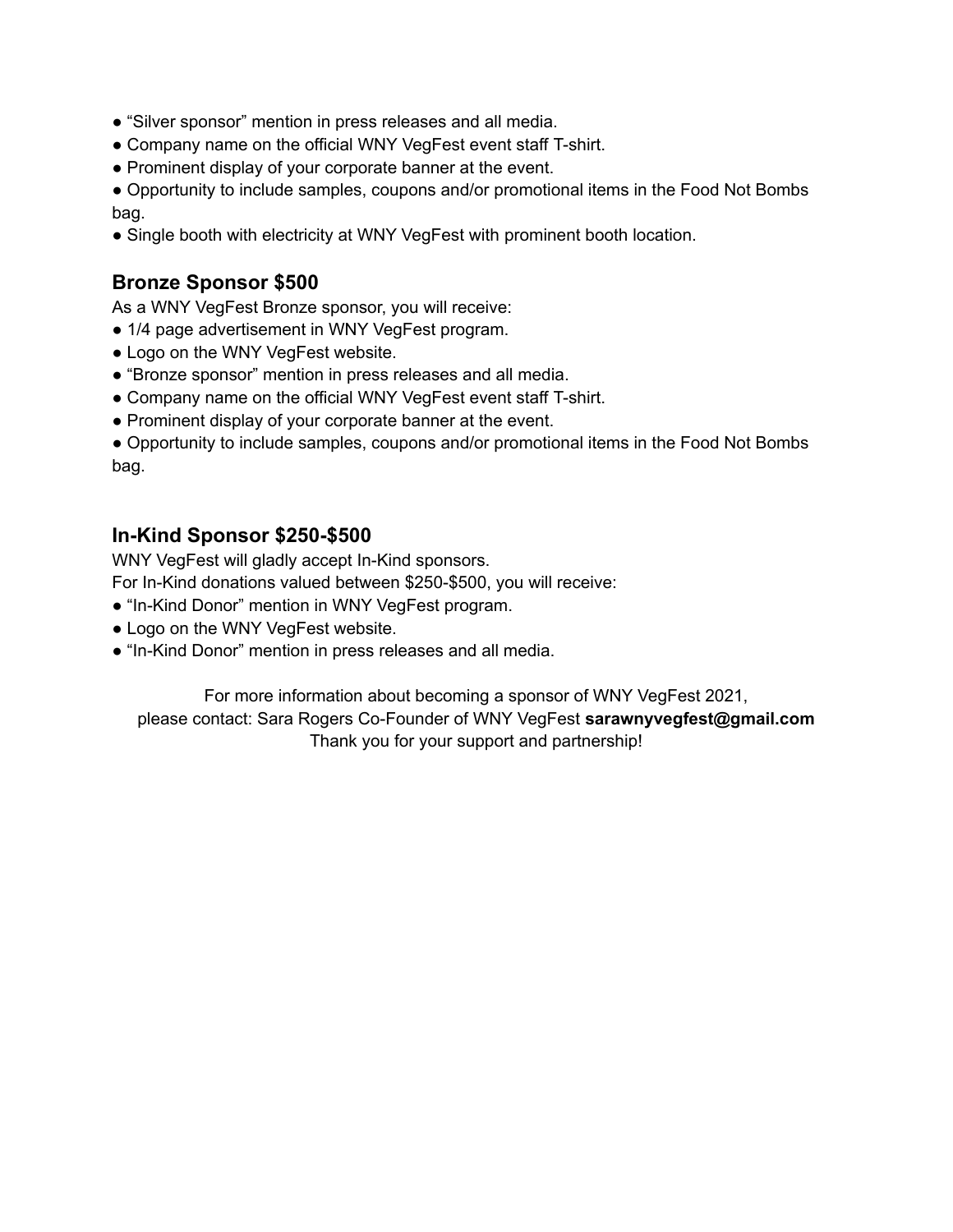- “Silver sponsor” mention in press releases and all media.
- Company name on the official WNY VegFest event staff T-shirt.
- Prominent display of your corporate banner at the event.
- Opportunity to include samples, coupons and/or promotional items in the Food Not Bombs bag.
- Single booth with electricity at WNY VegFest with prominent booth location.

## Bronze Sponsor $500

As a WNY VegFest Bronze sponsor, you will receive:

- 1/4 page advertisement in WNY VegFest program.
- Logo on the WNY VegFest website.
- “Bronze sponsor” mention in press releases and all media.
- Company name on the official WNY VegFest event staff T-shirt.
- Prominent display of your corporate banner at the event.
- Opportunity to include samples, coupons and/or promotional items in the Food Not Bombs bag.

## In-Kind Sponsor $250-$500

WNY VegFest will gladly accept In-Kind sponsors.
For In-Kind donations valued between $250-$500, you will receive:

- “In-Kind Donor” mention in WNY VegFest program.
- Logo on the WNY VegFest website.
- “In-Kind Donor” mention in press releases and all media.

For more information about becoming a sponsor of WNY VegFest 2021,
please contact: Sara Rogers Co-Founder of WNY VegFest **sarawnyvegfest@gmail.com**
Thank you for your support and partnership!